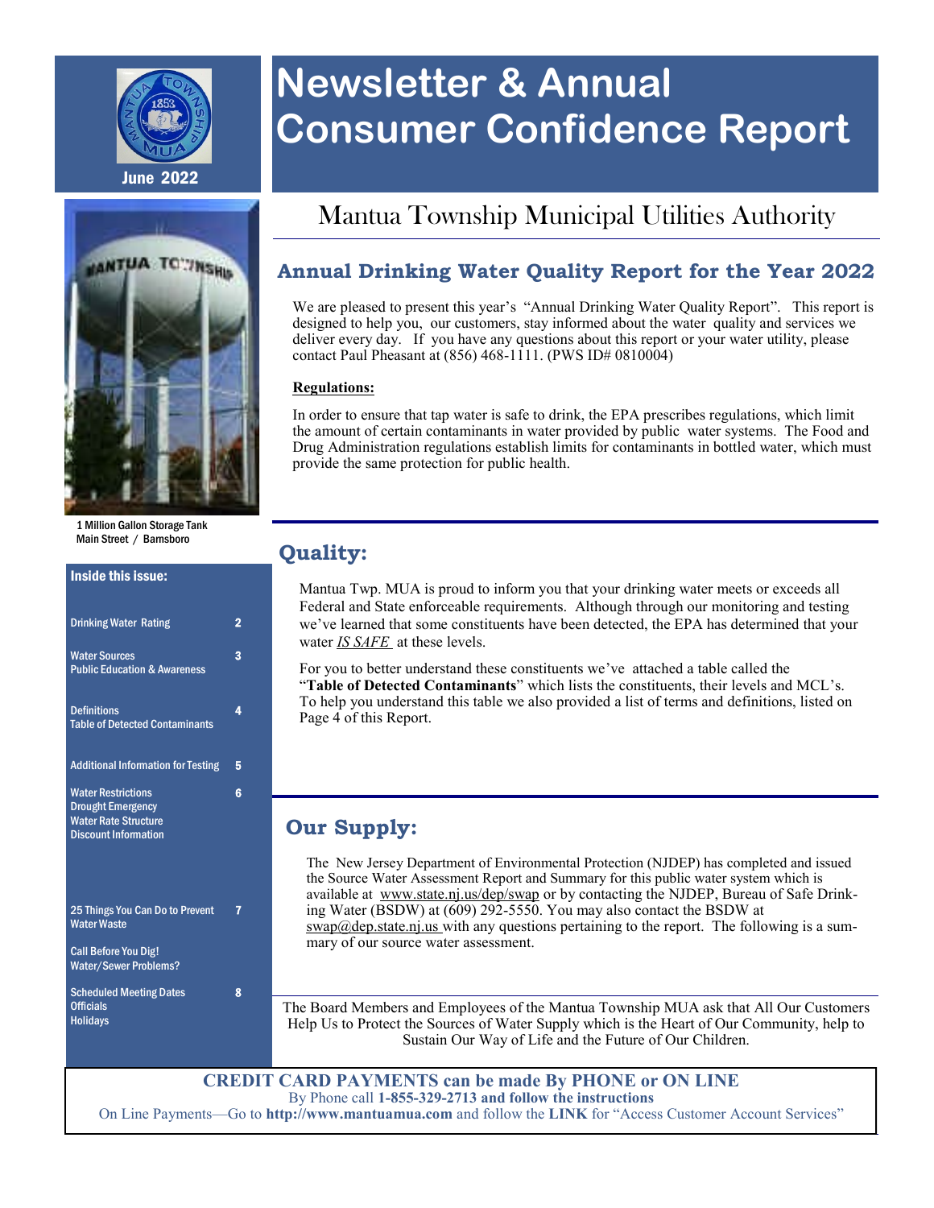June 2022

# Newsletter & Annual Consumer Confidence Report

1 Million Gallon Storage Tank
Main Street / Barnsboro

## Mantua Township Municipal Utilities Authority

### Annual Drinking Water Quality Report for the Year 2022

We are pleased to present this year's "Annual Drinking Water Quality Report". This report is designed to help you, our customers, stay informed about the water quality and services we deliver every day. If you have any questions about this report or your water utility, please contact Paul Pheasant at (856) 468-1111. (PWS ID# 0810004)

**Regulations:**

In order to ensure that tap water is safe to drink, the EPA prescribes regulations, which limit the amount of certain contaminants in water provided by public water systems. The Food and Drug Administration regulations establish limits for contaminants in bottled water, which must provide the same protection for public health.

**Inside this issue:**

| | |
|---|---|
| Drinking Water Rating | 2 |
| Water Sources<br>Public Education & Awareness | 3 |
| Definitions<br>Table of Detected Contaminants | 4 |
| Additional Information for Testing | 5 |
| Water Restrictions<br>Drought Emergency<br>Water Rate Structure<br>Discount Information | 6 |
| 25 Things You Can Do to Prevent Water Waste | 7 |
| Call Before You Dig!<br>Water/Sewer Problems? | |
| Scheduled Meeting Dates<br>Officials<br>Holidays | 8 |

## Quality:

Mantua Twp. MUA is proud to inform you that your drinking water meets or exceeds all Federal and State enforceable requirements. Although through our monitoring and testing we've learned that some constituents have been detected, the EPA has determined that your water ***IS SAFE*** at these levels.

For you to better understand these constituents we've attached a table called the "**Table of Detected Contaminants**" which lists the constituents, their levels and MCL's. To help you understand this table we also provided a list of terms and definitions, listed on Page 4 of this Report.

## Our Supply:

The New Jersey Department of Environmental Protection (NJDEP) has completed and issued the Source Water Assessment Report and Summary for this public water system which is available at www.state.nj.us/dep/swap or by contacting the NJDEP, Bureau of Safe Drinking Water (BSDW) at (609) 292-5550. You may also contact the BSDW at swap@dep.state.nj.us with any questions pertaining to the report. The following is a summary of our source water assessment.

The Board Members and Employees of the Mantua Township MUA ask that All Our Customers Help Us to Protect the Sources of Water Supply which is the Heart of Our Community, help to Sustain Our Way of Life and the Future of Our Children.

**CREDIT CARD PAYMENTS can be made By PHONE or ON LINE**
By Phone call **1-855-329-2713 and follow the instructions**
On Line Payments—Go to **http://www.mantuamua.com** and follow the **LINK** for "Access Customer Account Services"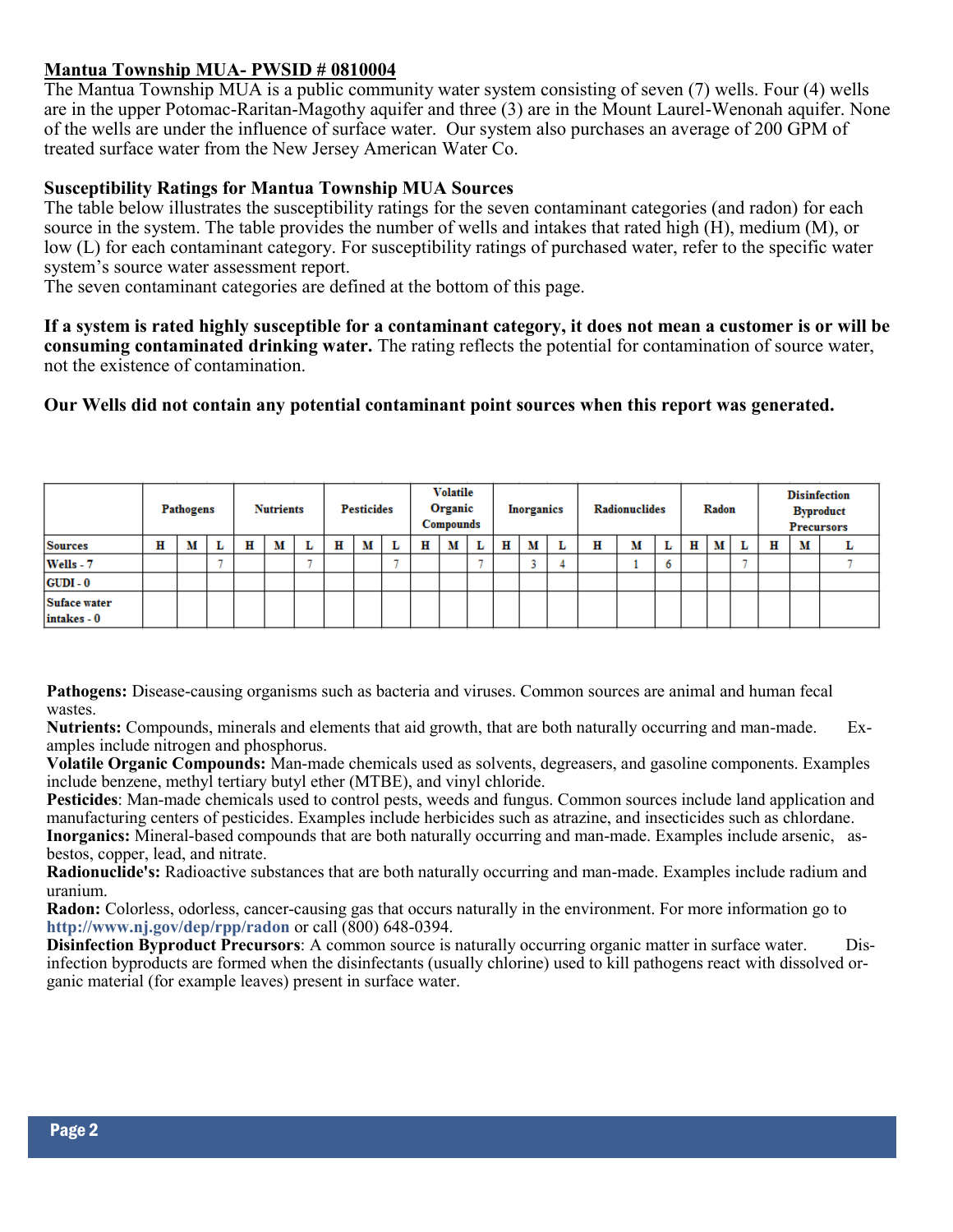**Mantua Township MUA- PWSID # 0810004**

The Mantua Township MUA is a public community water system consisting of seven (7) wells. Four (4) wells are in the upper Potomac-Raritan-Magothy aquifer and three (3) are in the Mount Laurel-Wenonah aquifer. None of the wells are under the influence of surface water. Our system also purchases an average of 200 GPM of treated surface water from the New Jersey American Water Co.

**Susceptibility Ratings for Mantua Township MUA Sources**

The table below illustrates the susceptibility ratings for the seven contaminant categories (and radon) for each source in the system. The table provides the number of wells and intakes that rated high (H), medium (M), or low (L) for each contaminant category. For susceptibility ratings of purchased water, refer to the specific water system's source water assessment report.

The seven contaminant categories are defined at the bottom of this page.

**If a system is rated highly susceptible for a contaminant category, it does not mean a customer is or will be consuming contaminated drinking water.** The rating reflects the potential for contamination of source water, not the existence of contamination.

**Our Wells did not contain any potential contaminant point sources when this report was generated.**

| | Pathogens | | | Nutrients | | | Pesticides | | | Volatile Organic Compounds | | | Inorganics | | | Radionuclides | | | Radon | | | Disinfection Byproduct Precursors | | |
|---|---|---|---|---|---|---|---|---|---|---|---|---|---|---|---|---|---|---|---|---|---|---|---|---|
| **Sources** | **H** | **M** | **L** | **H** | **M** | **L** | **H** | **M** | **L** | **H** | **M** | **L** | **H** | **M** | **L** | **H** | **M** | **L** | **H** | **M** | **L** | **H** | **M** | **L** |
| **Wells - 7** | | | 7 | | | 7 | | | 7 | | | 7 | | 3 | 4 | | 1 | 6 | | | 7 | | | 7 |
| **GUDI - 0** | | | | | | | | | | | | | | | | | | | | | | | | |
| **Suface water intakes - 0** | | | | | | | | | | | | | | | | | | | | | | | | |

**Pathogens:** Disease-causing organisms such as bacteria and viruses. Common sources are animal and human fecal wastes.

**Nutrients:** Compounds, minerals and elements that aid growth, that are both naturally occurring and man-made. Examples include nitrogen and phosphorus.

**Volatile Organic Compounds:** Man-made chemicals used as solvents, degreasers, and gasoline components. Examples include benzene, methyl tertiary butyl ether (MTBE), and vinyl chloride.

**Pesticides**: Man-made chemicals used to control pests, weeds and fungus. Common sources include land application and manufacturing centers of pesticides. Examples include herbicides such as atrazine, and insecticides such as chlordane.

**Inorganics:** Mineral-based compounds that are both naturally occurring and man-made. Examples include arsenic, asbestos, copper, lead, and nitrate.

**Radionuclide's:** Radioactive substances that are both naturally occurring and man-made. Examples include radium and uranium.

**Radon:** Colorless, odorless, cancer-causing gas that occurs naturally in the environment. For more information go to **http://www.nj.gov/dep/rpp/radon** or call (800) 648-0394.

**Disinfection Byproduct Precursors**: A common source is naturally occurring organic matter in surface water. Disinfection byproducts are formed when the disinfectants (usually chlorine) used to kill pathogens react with dissolved organic material (for example leaves) present in surface water.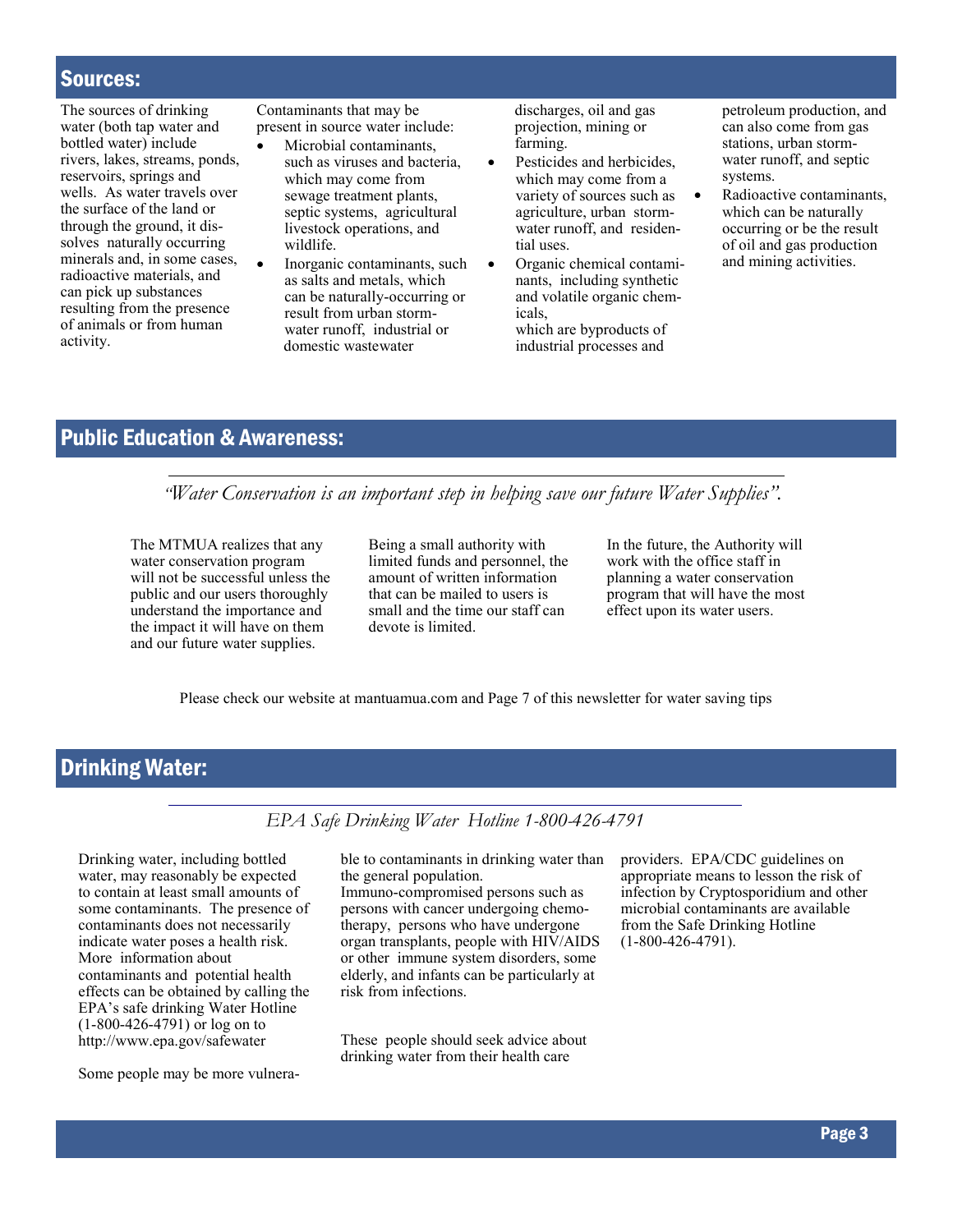## Sources:

The sources of drinking water (both tap water and bottled water) include rivers, lakes, streams, ponds, reservoirs, springs and wells. As water travels over the surface of the land or through the ground, it dissolves naturally occurring minerals and, in some cases, radioactive materials, and can pick up substances resulting from the presence of animals or from human activity.

Contaminants that may be present in source water include:

- Microbial contaminants, such as viruses and bacteria, which may come from sewage treatment plants, septic systems, agricultural livestock operations, and wildlife.
- Inorganic contaminants, such as salts and metals, which can be naturally-occurring or result from urban stormwater runoff, industrial or domestic wastewater discharges, oil and gas projection, mining or farming.
- Pesticides and herbicides, which may come from a variety of sources such as agriculture, urban stormwater runoff, and residential uses.
- Organic chemical contaminants, including synthetic and volatile organic chemicals, which are byproducts of industrial processes and petroleum production, and can also come from gas stations, urban stormwater runoff, and septic systems.
- Radioactive contaminants, which can be naturally occurring or be the result of oil and gas production and mining activities.

## Public Education & Awareness:

*"Water Conservation is an important step in helping save our future Water Supplies".*

The MTMUA realizes that any water conservation program will not be successful unless the public and our users thoroughly understand the importance and the impact it will have on them and our future water supplies.

Being a small authority with limited funds and personnel, the amount of written information that can be mailed to users is small and the time our staff can devote is limited.

In the future, the Authority will work with the office staff in planning a water conservation program that will have the most effect upon its water users.

Please check our website at mantuamua.com and Page 7 of this newsletter for water saving tips

## Drinking Water:

*EPA Safe Drinking Water Hotline 1-800-426-4791*

Drinking water, including bottled water, may reasonably be expected to contain at least small amounts of some contaminants. The presence of contaminants does not necessarily indicate water poses a health risk. More information about contaminants and potential health effects can be obtained by calling the EPA's safe drinking Water Hotline (1-800-426-4791) or log on to http://www.epa.gov/safewater

Some people may be more vulnerable to contaminants in drinking water than the general population. Immuno-compromised persons such as persons with cancer undergoing chemotherapy, persons who have undergone organ transplants, people with HIV/AIDS or other immune system disorders, some elderly, and infants can be particularly at risk from infections.

These people should seek advice about drinking water from their health care providers. EPA/CDC guidelines on appropriate means to lesson the risk of infection by Cryptosporidium and other microbial contaminants are available from the Safe Drinking Hotline (1-800-426-4791).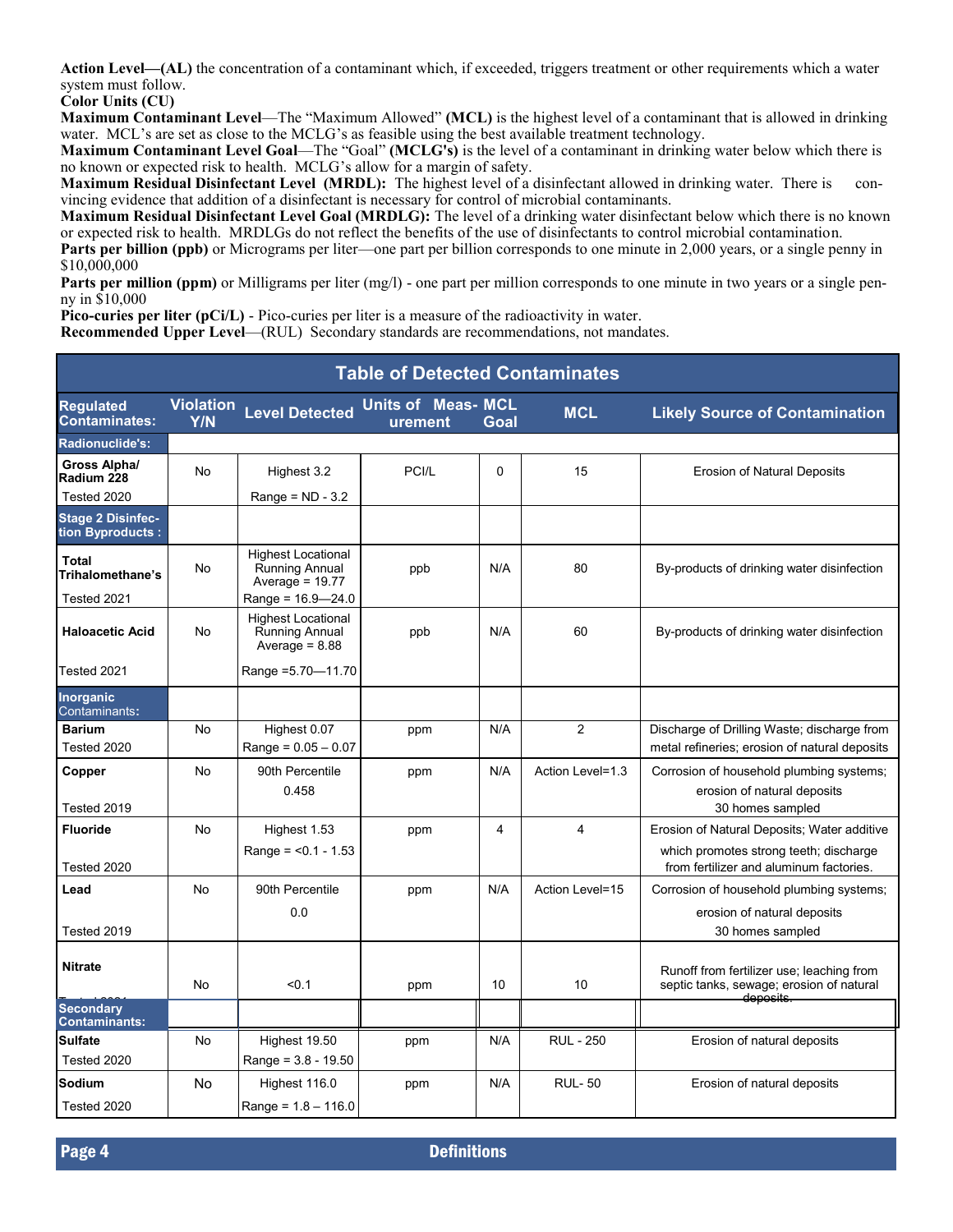**Action Level—(AL)** the concentration of a contaminant which, if exceeded, triggers treatment or other requirements which a water system must follow.

**Color Units (CU)**

**Maximum Contaminant Level**—The "Maximum Allowed" **(MCL)** is the highest level of a contaminant that is allowed in drinking water. MCL's are set as close to the MCLG's as feasible using the best available treatment technology.

**Maximum Contaminant Level Goal**—The "Goal" **(MCLG's)** is the level of a contaminant in drinking water below which there is no known or expected risk to health. MCLG's allow for a margin of safety.

**Maximum Residual Disinfectant Level (MRDL):** The highest level of a disinfectant allowed in drinking water. There is convincing evidence that addition of a disinfectant is necessary for control of microbial contaminants.

**Maximum Residual Disinfectant Level Goal (MRDLG):** The level of a drinking water disinfectant below which there is no known or expected risk to health. MRDLGs do not reflect the benefits of the use of disinfectants to control microbial contamination.

**Parts per billion (ppb)** or Micrograms per liter—one part per billion corresponds to one minute in 2,000 years, or a single penny in $10,000,000

**Parts per million (ppm)** or Milligrams per liter (mg/l) - one part per million corresponds to one minute in two years or a single penny in $10,000

**Pico-curies per liter (pCi/L)** - Pico-curies per liter is a measure of the radioactivity in water.

**Recommended Upper Level**—(RUL) Secondary standards are recommendations, not mandates.

## Table of Detected Contaminates

| Regulated Contaminates: | Violation Y/N | Level Detected | Units of Measurement | MCL Goal | MCL | Likely Source of Contamination |
|---|---|---|---|---|---|---|
| **Radionuclide's:** | | | | | | |
| **Gross Alpha/ Radium 228** Tested 2020 | No | Highest 3.2 Range = ND - 3.2 | PCI/L | 0 | 15 | Erosion of Natural Deposits |
| **Stage 2 Disinfection Byproducts :** | | | | | | |
| **Total Trihalomethane's** Tested 2021 | No | Highest Locational Running Annual Average = 19.77 Range = 16.9—24.0 | ppb | N/A | 80 | By-products of drinking water disinfection |
| **Haloacetic Acid** Tested 2021 | No | Highest Locational Running Annual Average = 8.88 Range =5.70—11.70 | ppb | N/A | 60 | By-products of drinking water disinfection |
| **Inorganic Contaminants:** | | | | | | |
| **Barium** Tested 2020 | No | Highest 0.07 Range = 0.05 – 0.07 | ppm | N/A | 2 | Discharge of Drilling Waste; discharge from metal refineries; erosion of natural deposits |
| **Copper** Tested 2019 | No | 90th Percentile 0.458 | ppm | N/A | Action Level=1.3 | Corrosion of household plumbing systems; erosion of natural deposits 30 homes sampled |
| **Fluoride** Tested 2020 | No | Highest 1.53 Range = <0.1 - 1.53 | ppm | 4 | 4 | Erosion of Natural Deposits; Water additive which promotes strong teeth; discharge from fertilizer and aluminum factories. |
| **Lead** Tested 2019 | No | 90th Percentile 0.0 | ppm | N/A | Action Level=15 | Corrosion of household plumbing systems; erosion of natural deposits 30 homes sampled |
| **Nitrate** Tested 2021 | No | <0.1 | ppm | 10 | 10 | Runoff from fertilizer use; leaching from septic tanks, sewage; erosion of natural deposits. |
| **Secondary Contaminants:** | | | | | | |
| **Sulfate** Tested 2020 | No | Highest 19.50 Range = 3.8 - 19.50 | ppm | N/A | RUL - 250 | Erosion of natural deposits |
| **Sodium** Tested 2020 | No | Highest 116.0 Range = 1.8 – 116.0 | ppm | N/A | RUL- 50 | Erosion of natural deposits |

**Definitions**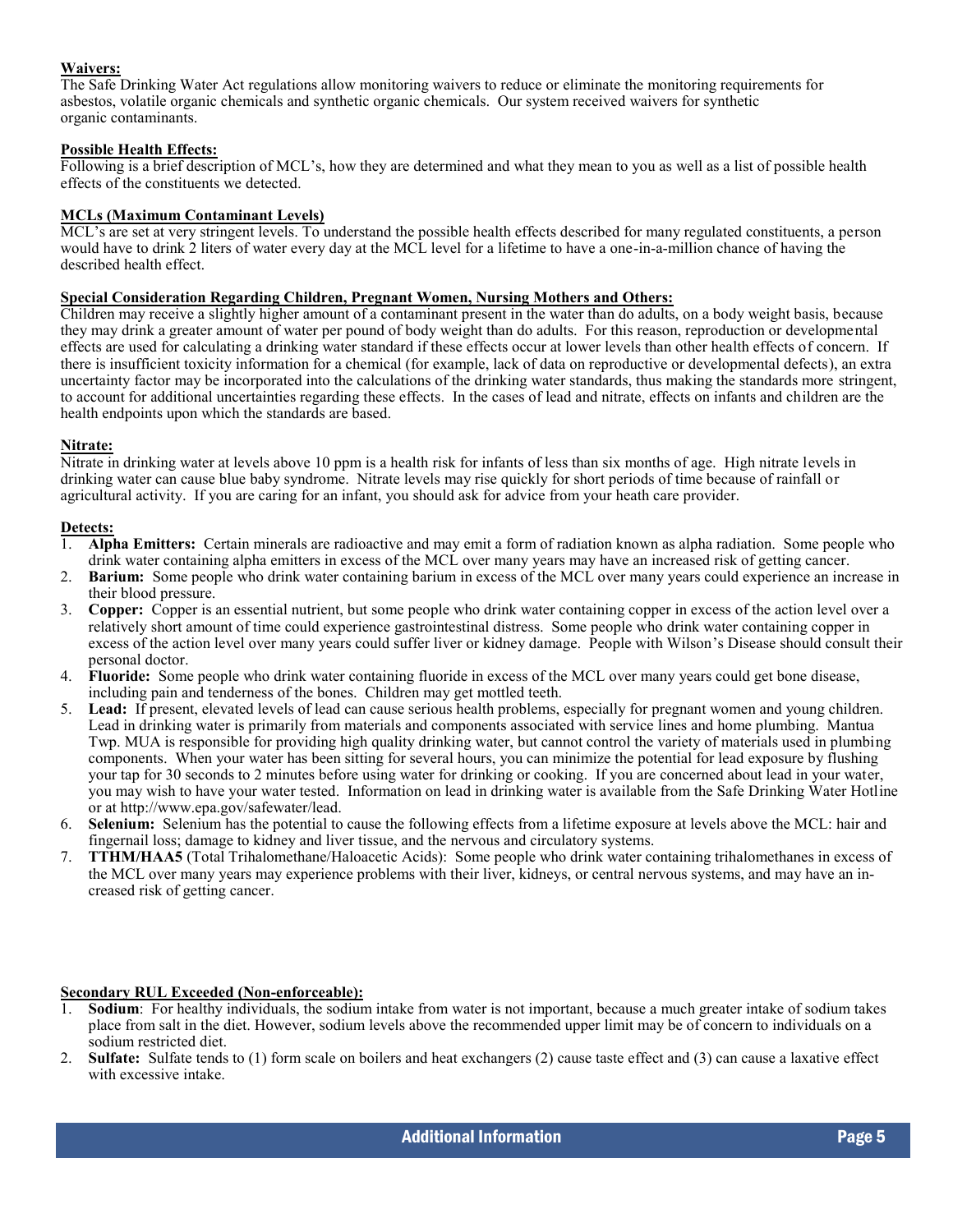**Waivers:**
The Safe Drinking Water Act regulations allow monitoring waivers to reduce or eliminate the monitoring requirements for asbestos, volatile organic chemicals and synthetic organic chemicals. Our system received waivers for synthetic organic contaminants.

**Possible Health Effects:**
Following is a brief description of MCL's, how they are determined and what they mean to you as well as a list of possible health effects of the constituents we detected.

**MCLs (Maximum Contaminant Levels)**
MCL's are set at very stringent levels. To understand the possible health effects described for many regulated constituents, a person would have to drink 2 liters of water every day at the MCL level for a lifetime to have a one-in-a-million chance of having the described health effect.

**Special Consideration Regarding Children, Pregnant Women, Nursing Mothers and Others:**
Children may receive a slightly higher amount of a contaminant present in the water than do adults, on a body weight basis, because they may drink a greater amount of water per pound of body weight than do adults. For this reason, reproduction or developmental effects are used for calculating a drinking water standard if these effects occur at lower levels than other health effects of concern. If there is insufficient toxicity information for a chemical (for example, lack of data on reproductive or developmental defects), an extra uncertainty factor may be incorporated into the calculations of the drinking water standards, thus making the standards more stringent, to account for additional uncertainties regarding these effects. In the cases of lead and nitrate, effects on infants and children are the health endpoints upon which the standards are based.

**Nitrate:**
Nitrate in drinking water at levels above 10 ppm is a health risk for infants of less than six months of age. High nitrate levels in drinking water can cause blue baby syndrome. Nitrate levels may rise quickly for short periods of time because of rainfall or agricultural activity. If you are caring for an infant, you should ask for advice from your heath care provider.

**Detects:**
1. **Alpha Emitters:** Certain minerals are radioactive and may emit a form of radiation known as alpha radiation. Some people who drink water containing alpha emitters in excess of the MCL over many years may have an increased risk of getting cancer.
2. **Barium:** Some people who drink water containing barium in excess of the MCL over many years could experience an increase in their blood pressure.
3. **Copper:** Copper is an essential nutrient, but some people who drink water containing copper in excess of the action level over a relatively short amount of time could experience gastrointestinal distress. Some people who drink water containing copper in excess of the action level over many years could suffer liver or kidney damage. People with Wilson's Disease should consult their personal doctor.
4. **Fluoride:** Some people who drink water containing fluoride in excess of the MCL over many years could get bone disease, including pain and tenderness of the bones. Children may get mottled teeth.
5. **Lead:** If present, elevated levels of lead can cause serious health problems, especially for pregnant women and young children. Lead in drinking water is primarily from materials and components associated with service lines and home plumbing. Mantua Twp. MUA is responsible for providing high quality drinking water, but cannot control the variety of materials used in plumbing components. When your water has been sitting for several hours, you can minimize the potential for lead exposure by flushing your tap for 30 seconds to 2 minutes before using water for drinking or cooking. If you are concerned about lead in your water, you may wish to have your water tested. Information on lead in drinking water is available from the Safe Drinking Water Hotline or at http://www.epa.gov/safewater/lead.
6. **Selenium:** Selenium has the potential to cause the following effects from a lifetime exposure at levels above the MCL: hair and fingernail loss; damage to kidney and liver tissue, and the nervous and circulatory systems.
7. **TTHM/HAA5** (Total Trihalomethane/Haloacetic Acids): Some people who drink water containing trihalomethanes in excess of the MCL over many years may experience problems with their liver, kidneys, or central nervous systems, and may have an increased risk of getting cancer.

**Secondary RUL Exceeded (Non-enforceable):**
1. **Sodium**: For healthy individuals, the sodium intake from water is not important, because a much greater intake of sodium takes place from salt in the diet. However, sodium levels above the recommended upper limit may be of concern to individuals on a sodium restricted diet.
2. **Sulfate:** Sulfate tends to (1) form scale on boilers and heat exchangers (2) cause taste effect and (3) can cause a laxative effect with excessive intake.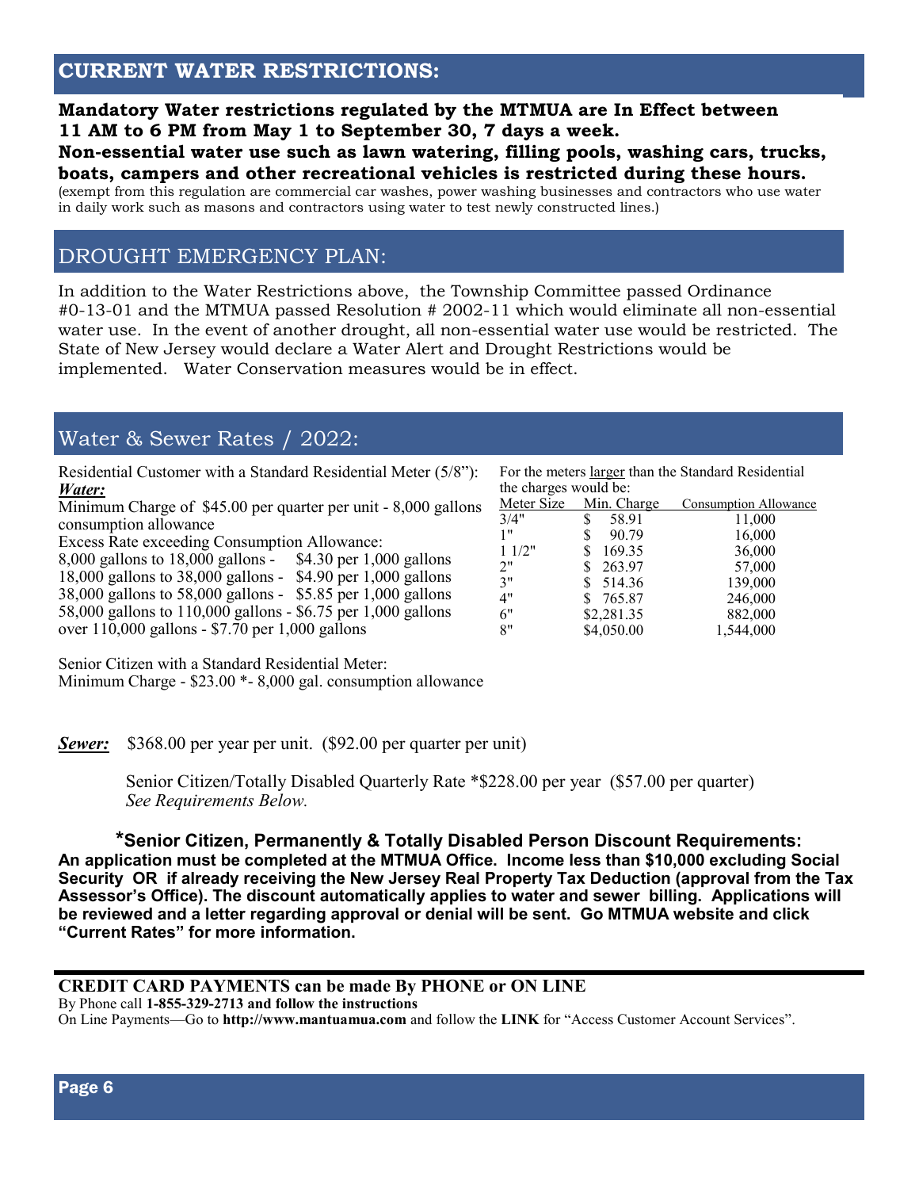## CURRENT WATER RESTRICTIONS:

**Mandatory Water restrictions regulated by the MTMUA are In Effect between 11 AM to 6 PM from May 1 to September 30, 7 days a week.**
**Non-essential water use such as lawn watering, filling pools, washing cars, trucks, boats, campers and other recreational vehicles is restricted during these hours.**
(exempt from this regulation are commercial car washes, power washing businesses and contractors who use water in daily work such as masons and contractors using water to test newly constructed lines.)

## DROUGHT EMERGENCY PLAN:

In addition to the Water Restrictions above, the Township Committee passed Ordinance #0-13-01 and the MTMUA passed Resolution # 2002-11 which would eliminate all non-essential water use. In the event of another drought, all non-essential water use would be restricted. The State of New Jersey would declare a Water Alert and Drought Restrictions would be implemented. Water Conservation measures would be in effect.

## Water & Sewer Rates / 2022:

Residential Customer with a Standard Residential Meter (5/8"):
***Water:***
Minimum Charge of $45.00 per quarter per unit - 8,000 gallons consumption allowance
Excess Rate exceeding Consumption Allowance:
8,000 gallons to 18,000 gallons - $4.30 per 1,000 gallons
18,000 gallons to 38,000 gallons - $4.90 per 1,000 gallons
38,000 gallons to 58,000 gallons - $5.85 per 1,000 gallons
58,000 gallons to 110,000 gallons - $6.75 per 1,000 gallons
over 110,000 gallons - $7.70 per 1,000 gallons

For the meters larger than the Standard Residential the charges would be:

| Meter Size | Min. Charge | Consumption Allowance |
|---|---|---|
| 3/4" | $ 58.91 | 11,000 |
| 1" | $ 90.79 | 16,000 |
| 1 1/2" | $ 169.35 | 36,000 |
| 2" | $ 263.97 | 57,000 |
| 3" | $ 514.36 | 139,000 |
| 4" | $ 765.87 | 246,000 |
| 6" | $2,281.35 | 882,000 |
| 8" | $4,050.00 | 1,544,000 |

Senior Citizen with a Standard Residential Meter:
Minimum Charge - $23.00 *- 8,000 gal. consumption allowance

***Sewer:*** $368.00 per year per unit. ($92.00 per quarter per unit)

Senior Citizen/Totally Disabled Quarterly Rate *$228.00 per year ($57.00 per quarter)
*See Requirements Below.*

**\*Senior Citizen, Permanently & Totally Disabled Person Discount Requirements:**
**An application must be completed at the MTMUA Office. Income less than $10,000 excluding Social Security OR if already receiving the New Jersey Real Property Tax Deduction (approval from the Tax Assessor's Office). The discount automatically applies to water and sewer billing. Applications will be reviewed and a letter regarding approval or denial will be sent. Go MTMUA website and click "Current Rates" for more information.**

---

**CREDIT CARD PAYMENTS can be made By PHONE or ON LINE**
By Phone call **1-855-329-2713 and follow the instructions**
On Line Payments—Go to **http://www.mantuamua.com** and follow the **LINK** for "Access Customer Account Services".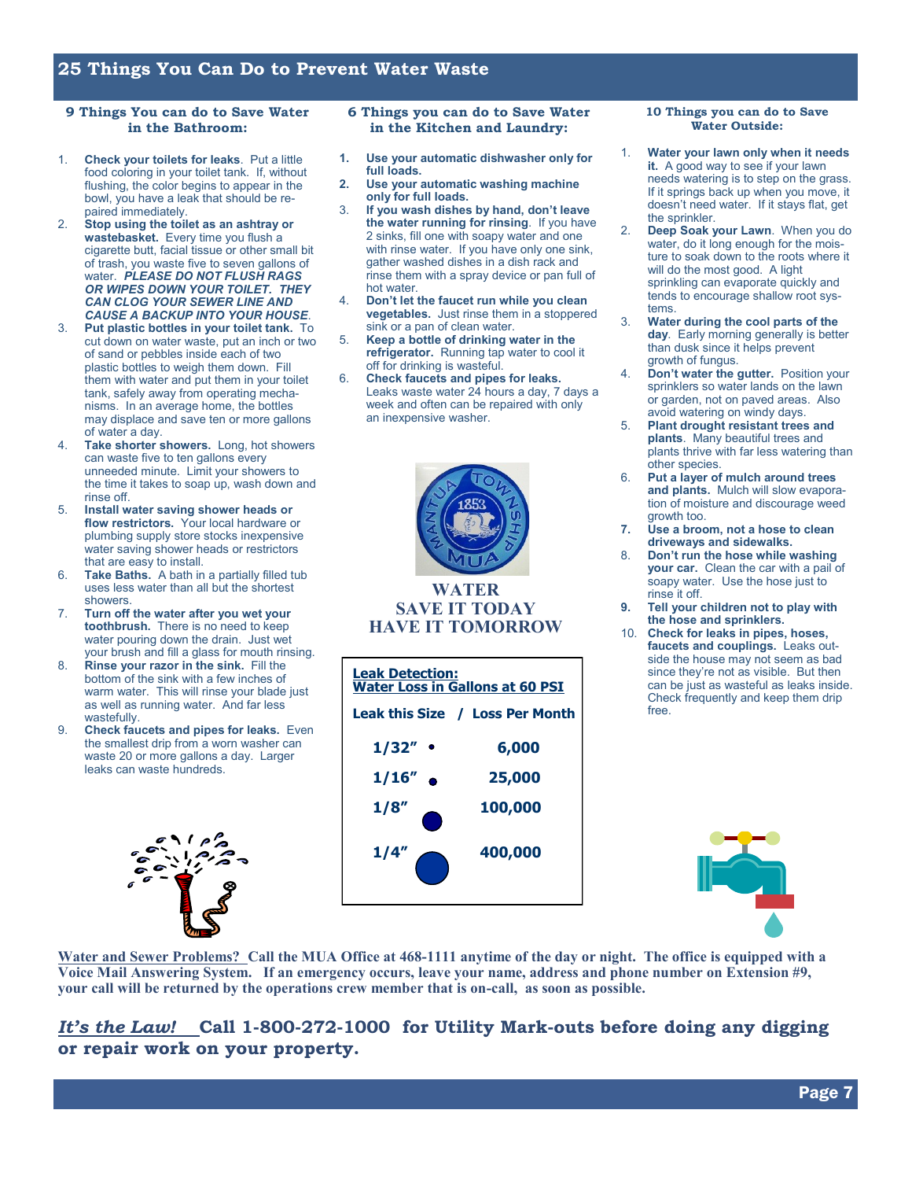# 25 Things You Can Do to Prevent Water Waste

## 9 Things You can do to Save Water in the Bathroom:

1. **Check your toilets for leaks**. Put a little food coloring in your toilet tank. If, without flushing, the color begins to appear in the bowl, you have a leak that should be repaired immediately.
2. **Stop using the toilet as an ashtray or wastebasket.** Every time you flush a cigarette butt, facial tissue or other small bit of trash, you waste five to seven gallons of water. ***PLEASE DO NOT FLUSH RAGS OR WIPES DOWN YOUR TOILET. THEY CAN CLOG YOUR SEWER LINE AND CAUSE A BACKUP INTO YOUR HOUSE***.
3. **Put plastic bottles in your toilet tank.** To cut down on water waste, put an inch or two of sand or pebbles inside each of two plastic bottles to weigh them down. Fill them with water and put them in your toilet tank, safely away from operating mechanisms. In an average home, the bottles may displace and save ten or more gallons of water a day.
4. **Take shorter showers.** Long, hot showers can waste five to ten gallons every unneeded minute. Limit your showers to the time it takes to soap up, wash down and rinse off.
5. **Install water saving shower heads or flow restrictors.** Your local hardware or plumbing supply store stocks inexpensive water saving shower heads or restrictors that are easy to install.
6. **Take Baths.** A bath in a partially filled tub uses less water than all but the shortest showers.
7. **Turn off the water after you wet your toothbrush.** There is no need to keep water pouring down the drain. Just wet your brush and fill a glass for mouth rinsing.
8. **Rinse your razor in the sink.** Fill the bottom of the sink with a few inches of warm water. This will rinse your blade just as well as running water. And far less wastefully.
9. **Check faucets and pipes for leaks.** Even the smallest drip from a worn washer can waste 20 or more gallons a day. Larger leaks can waste hundreds.

## 6 Things you can do to Save Water in the Kitchen and Laundry:

1. **Use your automatic dishwasher only for full loads.**
2. **Use your automatic washing machine only for full loads.**
3. **If you wash dishes by hand, don't leave the water running for rinsing**. If you have 2 sinks, fill one with soapy water and one with rinse water. If you have only one sink, gather washed dishes in a dish rack and rinse them with a spray device or pan full of hot water.
4. **Don't let the faucet run while you clean vegetables.** Just rinse them in a stoppered sink or a pan of clean water.
5. **Keep a bottle of drinking water in the refrigerator.** Running tap water to cool it off for drinking is wasteful.
6. **Check faucets and pipes for leaks.** Leaks waste water 24 hours a day, 7 days a week and often can be repaired with only an inexpensive washer.

**WATER**
**SAVE IT TODAY**
**HAVE IT TOMORROW**

**Leak Detection:**
**Water Loss in Gallons at 60 PSI**

| Leak this Size | Loss Per Month |
|---|---|
| 1/32" | 6,000 |
| 1/16" | 25,000 |
| 1/8" | 100,000 |
| 1/4" | 400,000 |

## 10 Things you can do to Save Water Outside:

1. **Water your lawn only when it needs it.** A good way to see if your lawn needs watering is to step on the grass. If it springs back up when you move, it doesn't need water. If it stays flat, get the sprinkler.
2. **Deep Soak your Lawn**. When you do water, do it long enough for the moisture to soak down to the roots where it will do the most good. A light sprinkling can evaporate quickly and tends to encourage shallow root systems.
3. **Water during the cool parts of the day**. Early morning generally is better than dusk since it helps prevent growth of fungus.
4. **Don't water the gutter.** Position your sprinklers so water lands on the lawn or garden, not on paved areas. Also avoid watering on windy days.
5. **Plant drought resistant trees and plants**. Many beautiful trees and plants thrive with far less watering than other species.
6. **Put a layer of mulch around trees and plants.** Mulch will slow evaporation of moisture and discourage weed growth too.
7. **Use a broom, not a hose to clean driveways and sidewalks.**
8. **Don't run the hose while washing your car.** Clean the car with a pail of soapy water. Use the hose just to rinse it off.
9. **Tell your children not to play with the hose and sprinklers.**
10. **Check for leaks in pipes, hoses, faucets and couplings.** Leaks outside the house may not seem as bad since they're not as visible. But then can be just as wasteful as leaks inside. Check frequently and keep them drip free.

**Water and Sewer Problems?** **Call the MUA Office at 468-1111 anytime of the day or night. The office is equipped with a Voice Mail Answering System. If an emergency occurs, leave your name, address and phone number on Extension #9, your call will be returned by the operations crew member that is on-call, as soon as possible.**

***It's the Law!*** **Call 1-800-272-1000 for Utility Mark-outs before doing any digging or repair work on your property.**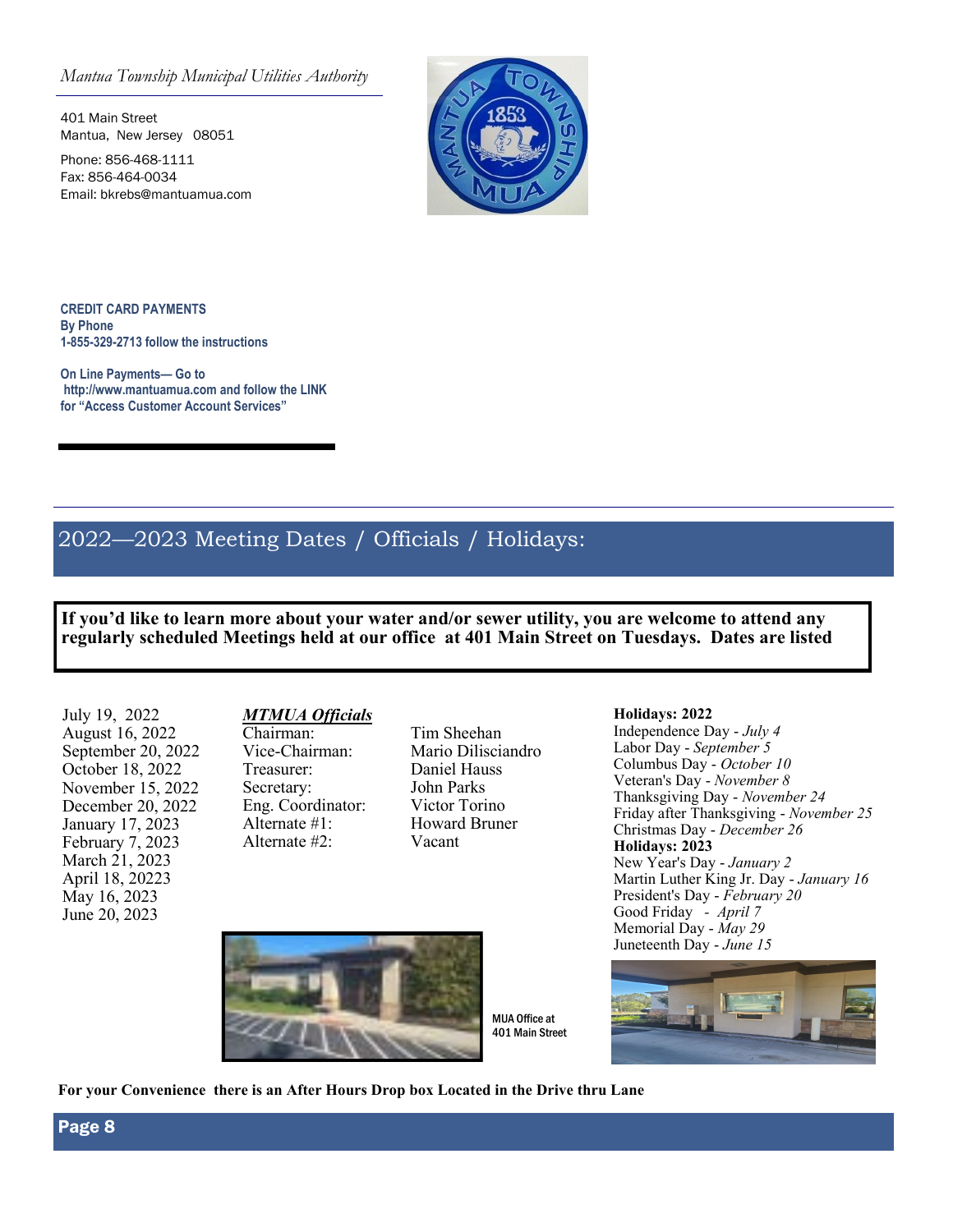*Mantua Township Municipal Utilities Authority*

401 Main Street
Mantua, New Jersey 08051

Phone: 856-468-1111
Fax: 856-464-0034
Email: bkrebs@mantuamua.com

**CREDIT CARD PAYMENTS**
**By Phone**
**1-855-329-2713 follow the instructions**

**On Line Payments— Go to http://www.mantuamua.com and follow the LINK for "Access Customer Account Services"**

## 2022—2023 Meeting Dates / Officials / Holidays:

**If you'd like to learn more about your water and/or sewer utility, you are welcome to attend any regularly scheduled Meetings held at our office at 401 Main Street on Tuesdays. Dates are listed**

July 19, 2022
August 16, 2022
September 20, 2022
October 18, 2022
November 15, 2022
December 20, 2022
January 17, 2023
February 7, 2023
March 21, 2023
April 18, 20223
May 16, 2023
June 20, 2023

***MTMUA Officials***

| | |
|---|---|
| Chairman: | Tim Sheehan |
| Vice-Chairman: | Mario Dilisciandro |
| Treasurer: | Daniel Hauss |
| Secretary: | John Parks |
| Eng. Coordinator: | Victor Torino |
| Alternate #1: | Howard Bruner |
| Alternate #2: | Vacant |

**Holidays: 2022**
Independence Day - *July 4*
Labor Day - *September 5*
Columbus Day - *October 10*
Veteran's Day - *November 8*
Thanksgiving Day - *November 24*
Friday after Thanksgiving - *November 25*
Christmas Day - *December 26*

**Holidays: 2023**
New Year's Day - *January 2*
Martin Luther King Jr. Day - *January 16*
President's Day - *February 20*
Good Friday - *April 7*
Memorial Day - *May 29*
Juneteenth Day - *June 15*

MUA Office at 401 Main Street

**For your Convenience there is an After Hours Drop box Located in the Drive thru Lane**